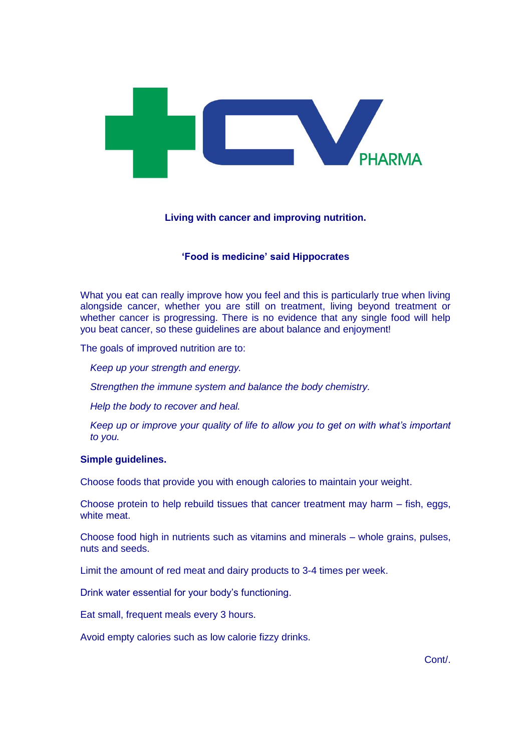CV PHARMA

**Living with cancer and improving nutrition.**

**'Food is medicine' said Hippocrates**

What you eat can really improve how you feel and this is particularly true when living alongside cancer, whether you are still on treatment, living beyond treatment or whether cancer is progressing. There is no evidence that any single food will help you beat cancer, so these guidelines are about balance and enjoyment!

The goals of improved nutrition are to:

*Keep up your strength and energy.*

*Strengthen the immune system and balance the body chemistry.*

*Help the body to recover and heal.*

*Keep up or improve your quality of life to allow you to get on with what's important to you.*

**Simple guidelines.**

Choose foods that provide you with enough calories to maintain your weight.

Choose protein to help rebuild tissues that cancer treatment may harm – fish, eggs, white meat.

Choose food high in nutrients such as vitamins and minerals – whole grains, pulses, nuts and seeds.

Limit the amount of red meat and dairy products to 3-4 times per week.

Drink water essential for your body's functioning.

Eat small, frequent meals every 3 hours.

Avoid empty calories such as low calorie fizzy drinks.

Cont/.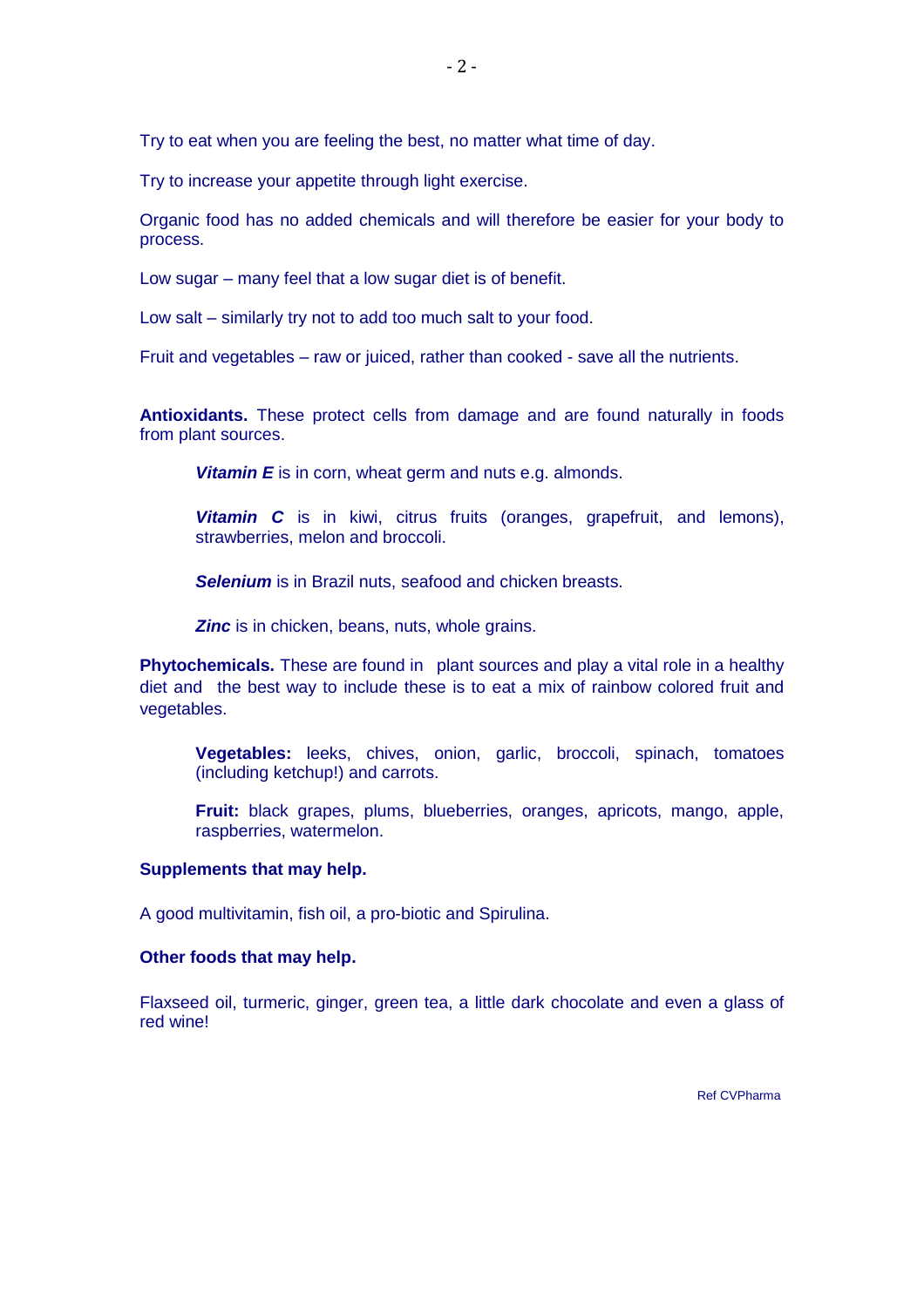Try to eat when you are feeling the best, no matter what time of day.

Try to increase your appetite through light exercise.

Organic food has no added chemicals and will therefore be easier for your body to process.

Low sugar – many feel that a low sugar diet is of benefit.

Low salt – similarly try not to add too much salt to your food.

Fruit and vegetables – raw or juiced, rather than cooked - save all the nutrients.

**Antioxidants.** These protect cells from damage and are found naturally in foods from plant sources.

> ***Vitamin E*** is in corn, wheat germ and nuts e.g. almonds.
>
> ***Vitamin C*** is in kiwi, citrus fruits (oranges, grapefruit, and lemons), strawberries, melon and broccoli.
>
> ***Selenium*** is in Brazil nuts, seafood and chicken breasts.
>
> ***Zinc*** is in chicken, beans, nuts, whole grains.

**Phytochemicals.** These are found in plant sources and play a vital role in a healthy diet and the best way to include these is to eat a mix of rainbow colored fruit and vegetables.

> **Vegetables:** leeks, chives, onion, garlic, broccoli, spinach, tomatoes (including ketchup!) and carrots.
>
> **Fruit:** black grapes, plums, blueberries, oranges, apricots, mango, apple, raspberries, watermelon.

**Supplements that may help.**

A good multivitamin, fish oil, a pro-biotic and Spirulina.

**Other foods that may help.**

Flaxseed oil, turmeric, ginger, green tea, a little dark chocolate and even a glass of red wine!

Ref CVPharma